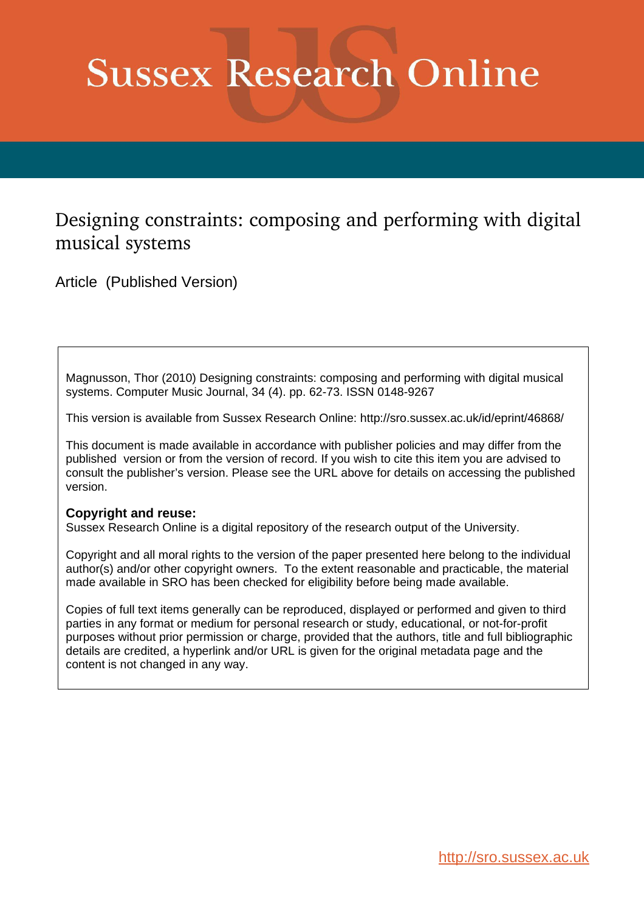# Sussex Research Online

## Designing constraints: composing and performing with digital musical systems

Article (Published Version)

Magnusson, Thor (2010) Designing constraints: composing and performing with digital musical systems. Computer Music Journal, 34 (4). pp. 62-73. ISSN 0148-9267

This version is available from Sussex Research Online: http://sro.sussex.ac.uk/id/eprint/46868/

This document is made available in accordance with publisher policies and may differ from the published version or from the version of record. If you wish to cite this item you are advised to consult the publisher's version. Please see the URL above for details on accessing the published version.

**Copyright and reuse:**
Sussex Research Online is a digital repository of the research output of the University.

Copyright and all moral rights to the version of the paper presented here belong to the individual author(s) and/or other copyright owners. To the extent reasonable and practicable, the material made available in SRO has been checked for eligibility before being made available.

Copies of full text items generally can be reproduced, displayed or performed and given to third parties in any format or medium for personal research or study, educational, or not-for-profit purposes without prior permission or charge, provided that the authors, title and full bibliographic details are credited, a hyperlink and/or URL is given for the original metadata page and the content is not changed in any way.

http://sro.sussex.ac.uk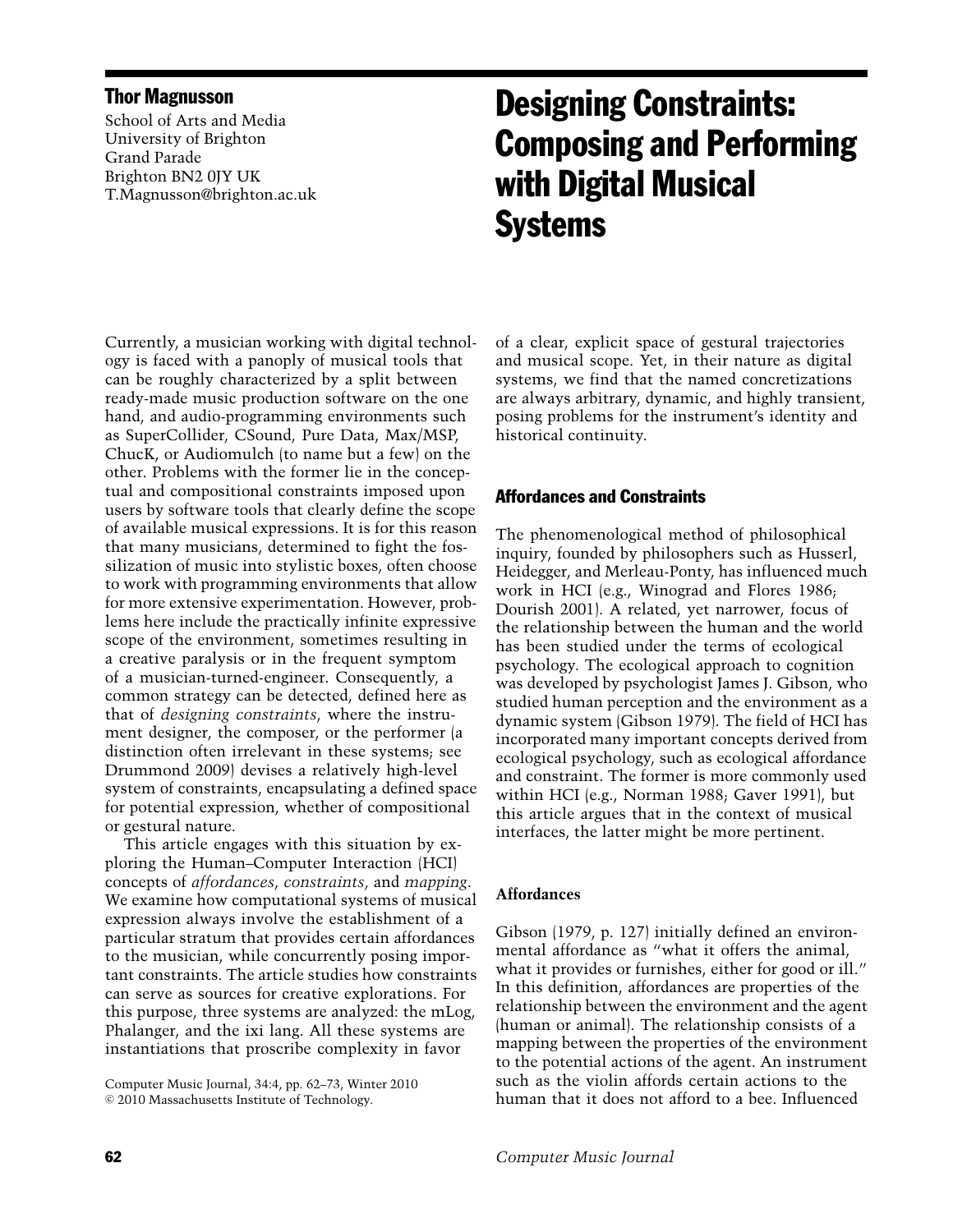# Designing Constraints: Composing and Performing with Digital Musical Systems

**Thor Magnusson**
School of Arts and Media
University of Brighton
Grand Parade
Brighton BN2 0JY UK
T.Magnusson@brighton.ac.uk

Currently, a musician working with digital technology is faced with a panoply of musical tools that can be roughly characterized by a split between ready-made music production software on the one hand, and audio-programming environments such as SuperCollider, CSound, Pure Data, Max/MSP, ChucK, or Audiomulch (to name but a few) on the other. Problems with the former lie in the conceptual and compositional constraints imposed upon users by software tools that clearly define the scope of available musical expressions. It is for this reason that many musicians, determined to fight the fossilization of music into stylistic boxes, often choose to work with programming environments that allow for more extensive experimentation. However, problems here include the practically infinite expressive scope of the environment, sometimes resulting in a creative paralysis or in the frequent symptom of a musician-turned-engineer. Consequently, a common strategy can be detected, defined here as that of *designing constraints*, where the instrument designer, the composer, or the performer (a distinction often irrelevant in these systems; see Drummond 2009) devises a relatively high-level system of constraints, encapsulating a defined space for potential expression, whether of compositional or gestural nature.

This article engages with this situation by exploring the Human–Computer Interaction (HCI) concepts of *affordances*, *constraints*, and *mapping*. We examine how computational systems of musical expression always involve the establishment of a particular stratum that provides certain affordances to the musician, while concurrently posing important constraints. The article studies how constraints can serve as sources for creative explorations. For this purpose, three systems are analyzed: the mLog, Phalanger, and the ixi lang. All these systems are instantiations that proscribe complexity in favor of a clear, explicit space of gestural trajectories and musical scope. Yet, in their nature as digital systems, we find that the named concretizations are always arbitrary, dynamic, and highly transient, posing problems for the instrument's identity and historical continuity.

## Affordances and Constraints

The phenomenological method of philosophical inquiry, founded by philosophers such as Husserl, Heidegger, and Merleau-Ponty, has influenced much work in HCI (e.g., Winograd and Flores 1986; Dourish 2001). A related, yet narrower, focus of the relationship between the human and the world has been studied under the terms of ecological psychology. The ecological approach to cognition was developed by psychologist James J. Gibson, who studied human perception and the environment as a dynamic system (Gibson 1979). The field of HCI has incorporated many important concepts derived from ecological psychology, such as ecological affordance and constraint. The former is more commonly used within HCI (e.g., Norman 1988; Gaver 1991), but this article argues that in the context of musical interfaces, the latter might be more pertinent.

### Affordances

Gibson (1979, p. 127) initially defined an environmental affordance as "what it offers the animal, what it provides or furnishes, either for good or ill." In this definition, affordances are properties of the relationship between the environment and the agent (human or animal). The relationship consists of a mapping between the properties of the environment to the potential actions of the agent. An instrument such as the violin affords certain actions to the human that it does not afford to a bee. Influenced

Computer Music Journal, 34:4, pp. 62–73, Winter 2010
© 2010 Massachusetts Institute of Technology.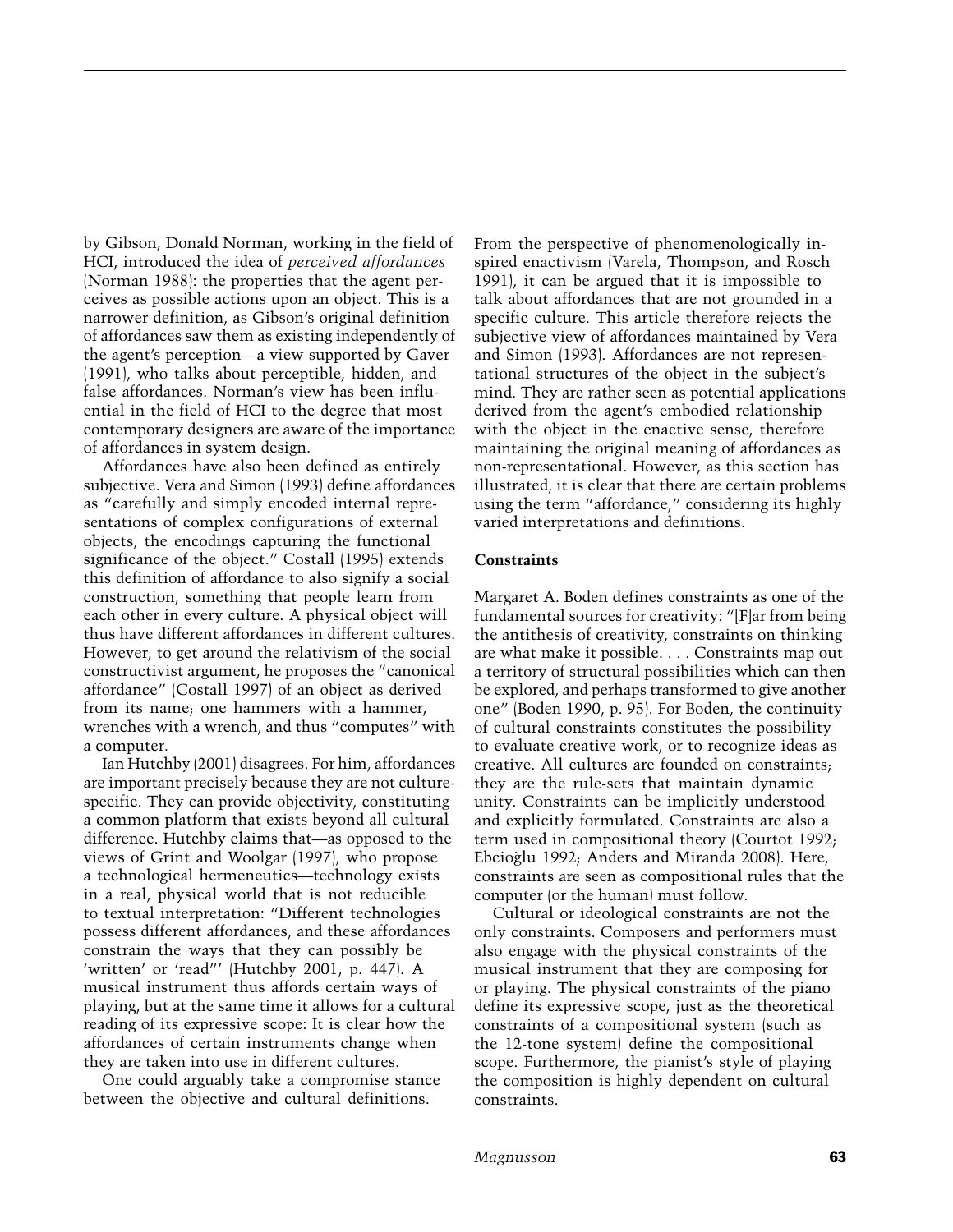by Gibson, Donald Norman, working in the field of HCI, introduced the idea of *perceived affordances* (Norman 1988): the properties that the agent perceives as possible actions upon an object. This is a narrower definition, as Gibson's original definition of affordances saw them as existing independently of the agent's perception—a view supported by Gaver (1991), who talks about perceptible, hidden, and false affordances. Norman's view has been influential in the field of HCI to the degree that most contemporary designers are aware of the importance of affordances in system design.

Affordances have also been defined as entirely subjective. Vera and Simon (1993) define affordances as "carefully and simply encoded internal representations of complex configurations of external objects, the encodings capturing the functional significance of the object." Costall (1995) extends this definition of affordance to also signify a social construction, something that people learn from each other in every culture. A physical object will thus have different affordances in different cultures. However, to get around the relativism of the social constructivist argument, he proposes the "canonical affordance" (Costall 1997) of an object as derived from its name; one hammers with a hammer, wrenches with a wrench, and thus "computes" with a computer.

Ian Hutchby (2001) disagrees. For him, affordances are important precisely because they are not culture-specific. They can provide objectivity, constituting a common platform that exists beyond all cultural difference. Hutchby claims that—as opposed to the views of Grint and Woolgar (1997), who propose a technological hermeneutics—technology exists in a real, physical world that is not reducible to textual interpretation: "Different technologies possess different affordances, and these affordances constrain the ways that they can possibly be 'written' or 'read"' (Hutchby 2001, p. 447). A musical instrument thus affords certain ways of playing, but at the same time it allows for a cultural reading of its expressive scope: It is clear how the affordances of certain instruments change when they are taken into use in different cultures.

One could arguably take a compromise stance between the objective and cultural definitions. From the perspective of phenomenologically inspired enactivism (Varela, Thompson, and Rosch 1991), it can be argued that it is impossible to talk about affordances that are not grounded in a specific culture. This article therefore rejects the subjective view of affordances maintained by Vera and Simon (1993). Affordances are not representational structures of the object in the subject's mind. They are rather seen as potential applications derived from the agent's embodied relationship with the object in the enactive sense, therefore maintaining the original meaning of affordances as non-representational. However, as this section has illustrated, it is clear that there are certain problems using the term "affordance," considering its highly varied interpretations and definitions.

### Constraints

Margaret A. Boden defines constraints as one of the fundamental sources for creativity: "[F]ar from being the antithesis of creativity, constraints on thinking are what make it possible. . . . Constraints map out a territory of structural possibilities which can then be explored, and perhaps transformed to give another one" (Boden 1990, p. 95). For Boden, the continuity of cultural constraints constitutes the possibility to evaluate creative work, or to recognize ideas as creative. All cultures are founded on constraints; they are the rule-sets that maintain dynamic unity. Constraints can be implicitly understood and explicitly formulated. Constraints are also a term used in compositional theory (Courtot 1992; Ebcioğlu 1992; Anders and Miranda 2008). Here, constraints are seen as compositional rules that the computer (or the human) must follow.

Cultural or ideological constraints are not the only constraints. Composers and performers must also engage with the physical constraints of the musical instrument that they are composing for or playing. The physical constraints of the piano define its expressive scope, just as the theoretical constraints of a compositional system (such as the 12-tone system) define the compositional scope. Furthermore, the pianist's style of playing the composition is highly dependent on cultural constraints.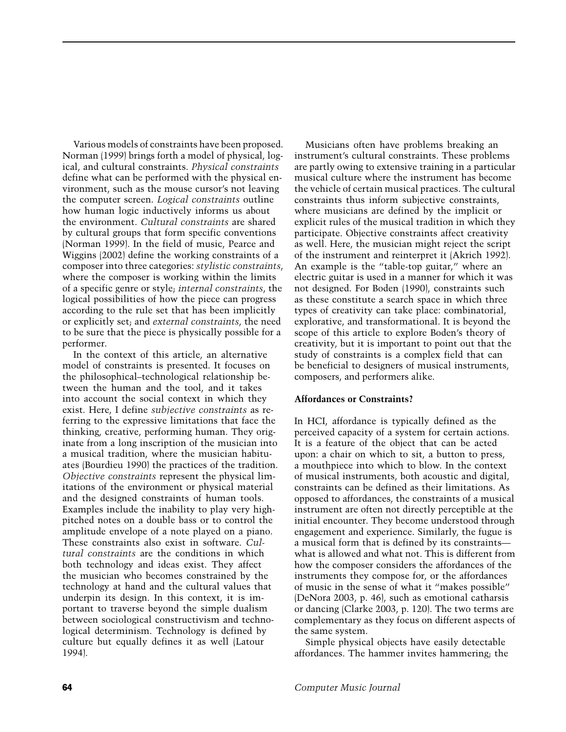Various models of constraints have been proposed. Norman (1999) brings forth a model of physical, logical, and cultural constraints. *Physical constraints* define what can be performed with the physical environment, such as the mouse cursor's not leaving the computer screen. *Logical constraints* outline how human logic inductively informs us about the environment. *Cultural constraints* are shared by cultural groups that form specific conventions (Norman 1999). In the field of music, Pearce and Wiggins (2002) define the working constraints of a composer into three categories: *stylistic constraints*, where the composer is working within the limits of a specific genre or style; *internal constraints*, the logical possibilities of how the piece can progress according to the rule set that has been implicitly or explicitly set; and *external constraints*, the need to be sure that the piece is physically possible for a performer.

In the context of this article, an alternative model of constraints is presented. It focuses on the philosophical–technological relationship between the human and the tool, and it takes into account the social context in which they exist. Here, I define *subjective constraints* as referring to the expressive limitations that face the thinking, creative, performing human. They originate from a long inscription of the musician into a musical tradition, where the musician habituates (Bourdieu 1990) the practices of the tradition. *Objective constraints* represent the physical limitations of the environment or physical material and the designed constraints of human tools. Examples include the inability to play very high-pitched notes on a double bass or to control the amplitude envelope of a note played on a piano. These constraints also exist in software. *Cultural constraints* are the conditions in which both technology and ideas exist. They affect the musician who becomes constrained by the technology at hand and the cultural values that underpin its design. In this context, it is important to traverse beyond the simple dualism between sociological constructivism and technological determinism. Technology is defined by culture but equally defines it as well (Latour 1994).

Musicians often have problems breaking an instrument's cultural constraints. These problems are partly owing to extensive training in a particular musical culture where the instrument has become the vehicle of certain musical practices. The cultural constraints thus inform subjective constraints, where musicians are defined by the implicit or explicit rules of the musical tradition in which they participate. Objective constraints affect creativity as well. Here, the musician might reject the script of the instrument and reinterpret it (Akrich 1992). An example is the "table-top guitar," where an electric guitar is used in a manner for which it was not designed. For Boden (1990), constraints such as these constitute a search space in which three types of creativity can take place: combinatorial, explorative, and transformational. It is beyond the scope of this article to explore Boden's theory of creativity, but it is important to point out that the study of constraints is a complex field that can be beneficial to designers of musical instruments, composers, and performers alike.

### Affordances or Constraints?

In HCI, affordance is typically defined as the perceived capacity of a system for certain actions. It is a feature of the object that can be acted upon: a chair on which to sit, a button to press, a mouthpiece into which to blow. In the context of musical instruments, both acoustic and digital, constraints can be defined as their limitations. As opposed to affordances, the constraints of a musical instrument are often not directly perceptible at the initial encounter. They become understood through engagement and experience. Similarly, the fugue is a musical form that is defined by its constraints—what is allowed and what not. This is different from how the composer considers the affordances of the instruments they compose for, or the affordances of music in the sense of what it "makes possible" (DeNora 2003, p. 46), such as emotional catharsis or dancing (Clarke 2003, p. 120). The two terms are complementary as they focus on different aspects of the same system.

Simple physical objects have easily detectable affordances. The hammer invites hammering; the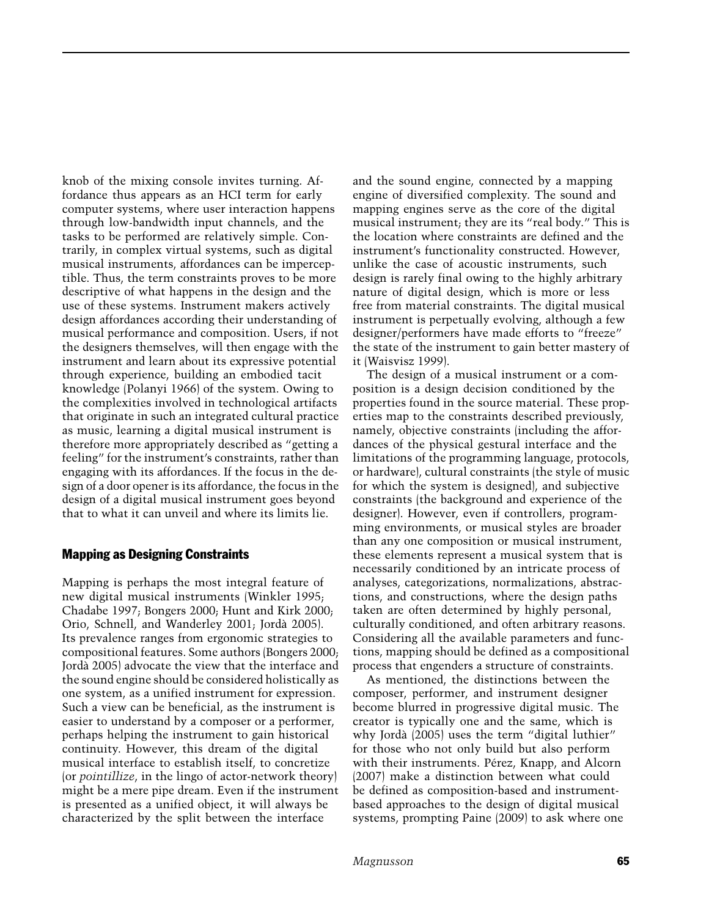knob of the mixing console invites turning. Affordance thus appears as an HCI term for early computer systems, where user interaction happens through low-bandwidth input channels, and the tasks to be performed are relatively simple. Contrarily, in complex virtual systems, such as digital musical instruments, affordances can be imperceptible. Thus, the term constraints proves to be more descriptive of what happens in the design and the use of these systems. Instrument makers actively design affordances according their understanding of musical performance and composition. Users, if not the designers themselves, will then engage with the instrument and learn about its expressive potential through experience, building an embodied tacit knowledge (Polanyi 1966) of the system. Owing to the complexities involved in technological artifacts that originate in such an integrated cultural practice as music, learning a digital musical instrument is therefore more appropriately described as "getting a feeling" for the instrument's constraints, rather than engaging with its affordances. If the focus in the design of a door opener is its affordance, the focus in the design of a digital musical instrument goes beyond that to what it can unveil and where its limits lie.

## Mapping as Designing Constraints

Mapping is perhaps the most integral feature of new digital musical instruments (Winkler 1995; Chadabe 1997; Bongers 2000; Hunt and Kirk 2000; Orio, Schnell, and Wanderley 2001; Jordà 2005). Its prevalence ranges from ergonomic strategies to compositional features. Some authors (Bongers 2000; Jordà 2005) advocate the view that the interface and the sound engine should be considered holistically as one system, as a unified instrument for expression. Such a view can be beneficial, as the instrument is easier to understand by a composer or a performer, perhaps helping the instrument to gain historical continuity. However, this dream of the digital musical interface to establish itself, to concretize (or *pointillize*, in the lingo of actor-network theory) might be a mere pipe dream. Even if the instrument is presented as a unified object, it will always be characterized by the split between the interface and the sound engine, connected by a mapping engine of diversified complexity. The sound and mapping engines serve as the core of the digital musical instrument; they are its "real body." This is the location where constraints are defined and the instrument's functionality constructed. However, unlike the case of acoustic instruments, such design is rarely final owing to the highly arbitrary nature of digital design, which is more or less free from material constraints. The digital musical instrument is perpetually evolving, although a few designer/performers have made efforts to "freeze" the state of the instrument to gain better mastery of it (Waisvisz 1999).

The design of a musical instrument or a composition is a design decision conditioned by the properties found in the source material. These properties map to the constraints described previously, namely, objective constraints (including the affordances of the physical gestural interface and the limitations of the programming language, protocols, or hardware), cultural constraints (the style of music for which the system is designed), and subjective constraints (the background and experience of the designer). However, even if controllers, programming environments, or musical styles are broader than any one composition or musical instrument, these elements represent a musical system that is necessarily conditioned by an intricate process of analyses, categorizations, normalizations, abstractions, and constructions, where the design paths taken are often determined by highly personal, culturally conditioned, and often arbitrary reasons. Considering all the available parameters and functions, mapping should be defined as a compositional process that engenders a structure of constraints.

As mentioned, the distinctions between the composer, performer, and instrument designer become blurred in progressive digital music. The creator is typically one and the same, which is why Jordà (2005) uses the term "digital luthier" for those who not only build but also perform with their instruments. Pérez, Knapp, and Alcorn (2007) make a distinction between what could be defined as composition-based and instrument-based approaches to the design of digital musical systems, prompting Paine (2009) to ask where one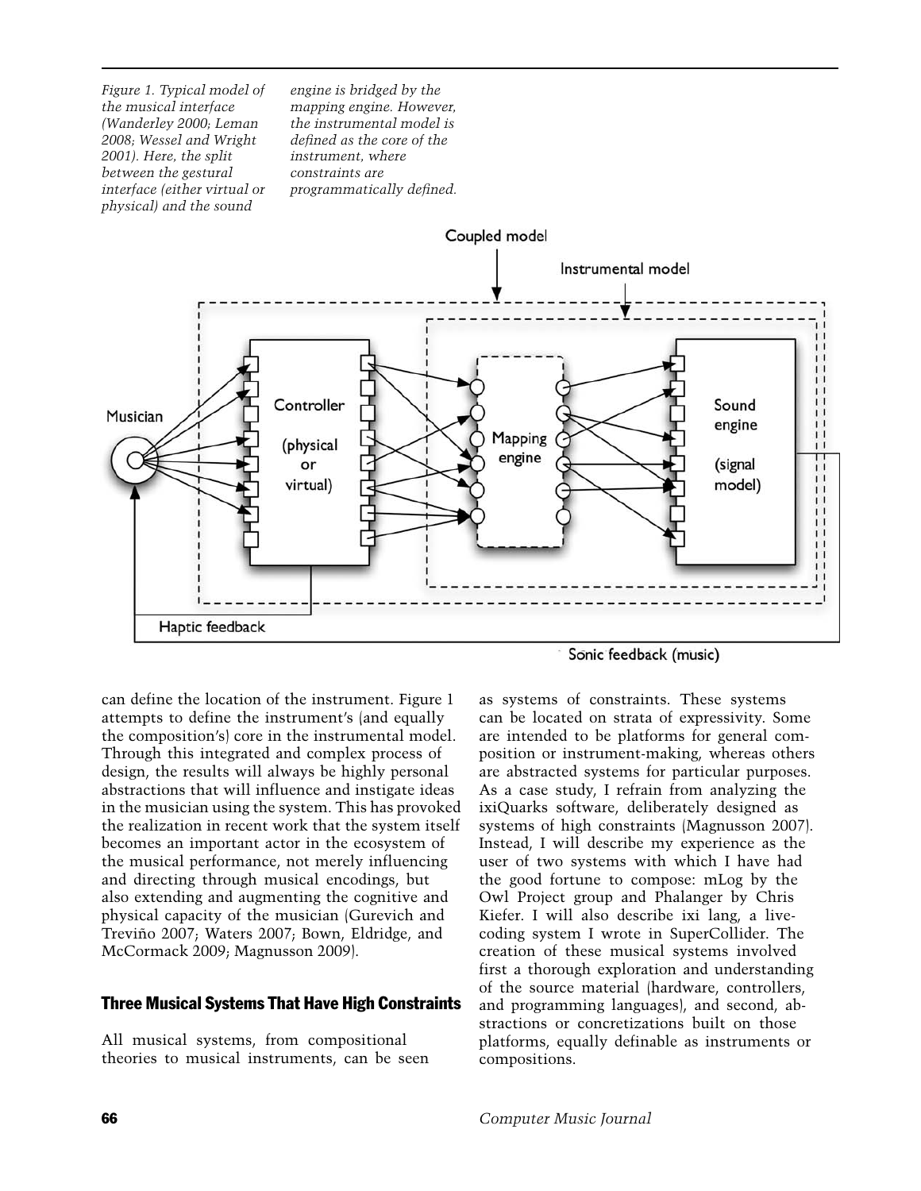*Figure 1. Typical model of the musical interface (Wanderley 2000; Leman 2008; Wessel and Wright 2001). Here, the split between the gestural interface (either virtual or physical) and the sound engine is bridged by the mapping engine. However, the instrumental model is defined as the core of the instrument, where constraints are programmatically defined.*

can define the location of the instrument. Figure 1 attempts to define the instrument's (and equally the composition's) core in the instrumental model. Through this integrated and complex process of design, the results will always be highly personal abstractions that will influence and instigate ideas in the musician using the system. This has provoked the realization in recent work that the system itself becomes an important actor in the ecosystem of the musical performance, not merely influencing and directing through musical encodings, but also extending and augmenting the cognitive and physical capacity of the musician (Gurevich and Treviño 2007; Waters 2007; Bown, Eldridge, and McCormack 2009; Magnusson 2009).

## Three Musical Systems That Have High Constraints

All musical systems, from compositional theories to musical instruments, can be seen as systems of constraints. These systems can be located on strata of expressivity. Some are intended to be platforms for general composition or instrument-making, whereas others are abstracted systems for particular purposes. As a case study, I refrain from analyzing the ixiQuarks software, deliberately designed as systems of high constraints (Magnusson 2007). Instead, I will describe my experience as the user of two systems with which I have had the good fortune to compose: mLog by the Owl Project group and Phalanger by Chris Kiefer. I will also describe ixi lang, a live-coding system I wrote in SuperCollider. The creation of these musical systems involved first a thorough exploration and understanding of the source material (hardware, controllers, and programming languages), and second, abstractions or concretizations built on those platforms, equally definable as instruments or compositions.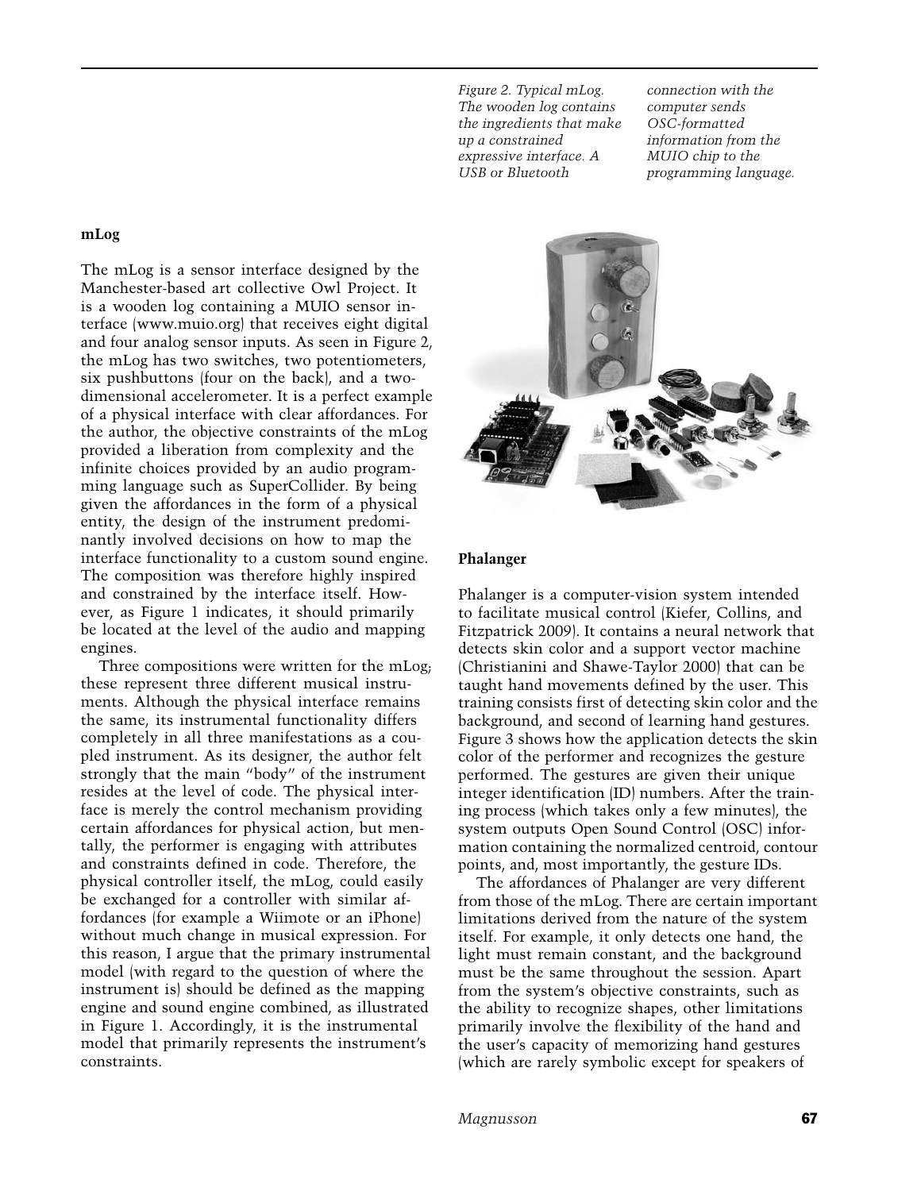Figure 2. Typical mLog. The wooden log contains the ingredients that make up a constrained expressive interface. A USB or Bluetooth connection with the computer sends OSC-formatted information from the MUIO chip to the programming language.

### mLog

The mLog is a sensor interface designed by the Manchester-based art collective Owl Project. It is a wooden log containing a MUIO sensor interface (www.muio.org) that receives eight digital and four analog sensor inputs. As seen in Figure 2, the mLog has two switches, two potentiometers, six pushbuttons (four on the back), and a two-dimensional accelerometer. It is a perfect example of a physical interface with clear affordances. For the author, the objective constraints of the mLog provided a liberation from complexity and the infinite choices provided by an audio programming language such as SuperCollider. By being given the affordances in the form of a physical entity, the design of the instrument predominantly involved decisions on how to map the interface functionality to a custom sound engine. The composition was therefore highly inspired and constrained by the interface itself. However, as Figure 1 indicates, it should primarily be located at the level of the audio and mapping engines.

Three compositions were written for the mLog; these represent three different musical instruments. Although the physical interface remains the same, its instrumental functionality differs completely in all three manifestations as a coupled instrument. As its designer, the author felt strongly that the main "body" of the instrument resides at the level of code. The physical interface is merely the control mechanism providing certain affordances for physical action, but mentally, the performer is engaging with attributes and constraints defined in code. Therefore, the physical controller itself, the mLog, could easily be exchanged for a controller with similar affordances (for example a Wiimote or an iPhone) without much change in musical expression. For this reason, I argue that the primary instrumental model (with regard to the question of where the instrument is) should be defined as the mapping engine and sound engine combined, as illustrated in Figure 1. Accordingly, it is the instrumental model that primarily represents the instrument's constraints.

### Phalanger

Phalanger is a computer-vision system intended to facilitate musical control (Kiefer, Collins, and Fitzpatrick 2009). It contains a neural network that detects skin color and a support vector machine (Christianini and Shawe-Taylor 2000) that can be taught hand movements defined by the user. This training consists first of detecting skin color and the background, and second of learning hand gestures. Figure 3 shows how the application detects the skin color of the performer and recognizes the gesture performed. The gestures are given their unique integer identification (ID) numbers. After the training process (which takes only a few minutes), the system outputs Open Sound Control (OSC) information containing the normalized centroid, contour points, and, most importantly, the gesture IDs.

The affordances of Phalanger are very different from those of the mLog. There are certain important limitations derived from the nature of the system itself. For example, it only detects one hand, the light must remain constant, and the background must be the same throughout the session. Apart from the system's objective constraints, such as the ability to recognize shapes, other limitations primarily involve the flexibility of the hand and the user's capacity of memorizing hand gestures (which are rarely symbolic except for speakers of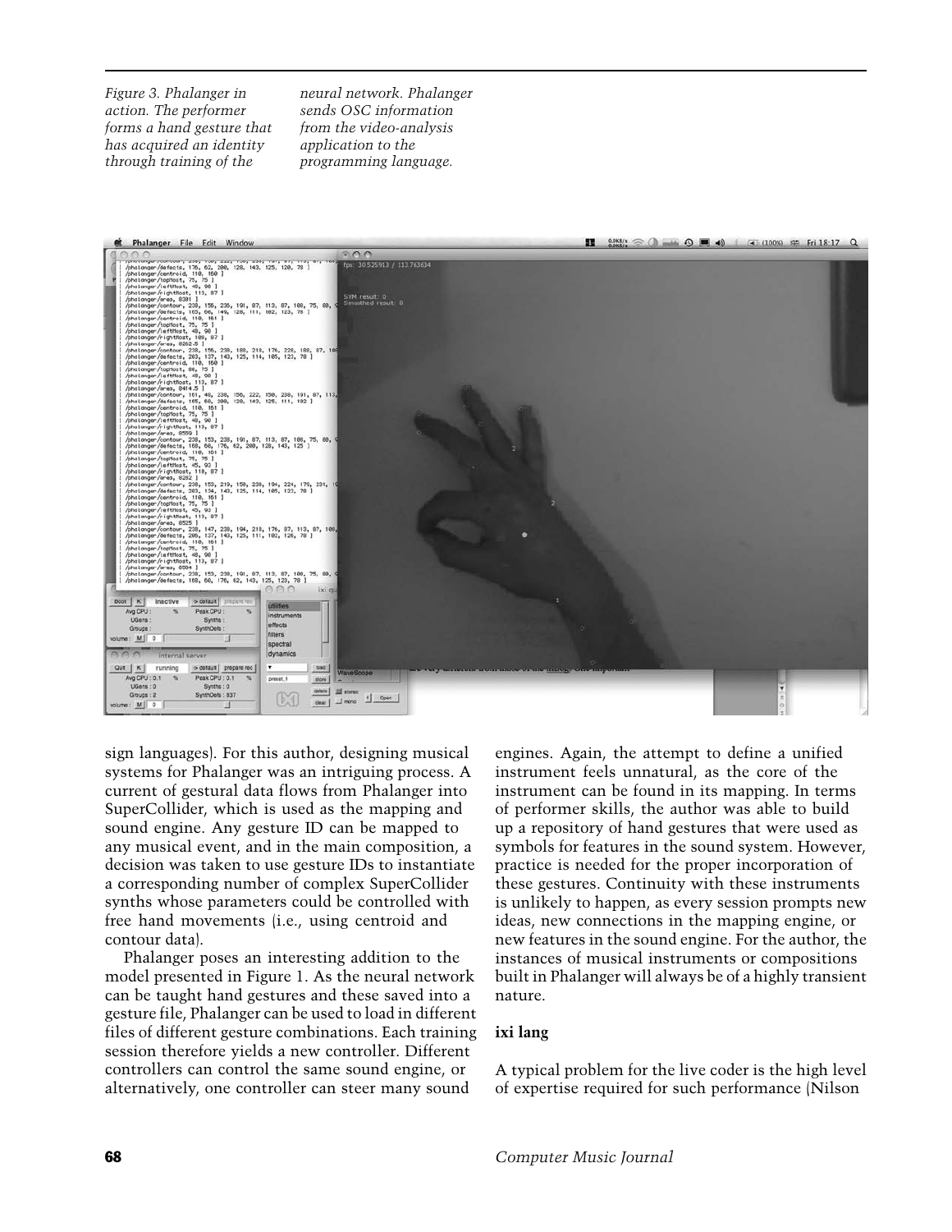*Figure 3. Phalanger in action. The performer forms a hand gesture that has acquired an identity through training of the neural network. Phalanger sends OSC information from the video-analysis application to the programming language.*

sign languages). For this author, designing musical systems for Phalanger was an intriguing process. A current of gestural data flows from Phalanger into SuperCollider, which is used as the mapping and sound engine. Any gesture ID can be mapped to any musical event, and in the main composition, a decision was taken to use gesture IDs to instantiate a corresponding number of complex SuperCollider synths whose parameters could be controlled with free hand movements (i.e., using centroid and contour data).

Phalanger poses an interesting addition to the model presented in Figure 1. As the neural network can be taught hand gestures and these saved into a gesture file, Phalanger can be used to load in different files of different gesture combinations. Each training session therefore yields a new controller. Different controllers can control the same sound engine, or alternatively, one controller can steer many sound engines. Again, the attempt to define a unified instrument feels unnatural, as the core of the instrument can be found in its mapping. In terms of performer skills, the author was able to build up a repository of hand gestures that were used as symbols for features in the sound system. However, practice is needed for the proper incorporation of these gestures. Continuity with these instruments is unlikely to happen, as every session prompts new ideas, new connections in the mapping engine, or new features in the sound engine. For the author, the instances of musical instruments or compositions built in Phalanger will always be of a highly transient nature.

## ixi lang

A typical problem for the live coder is the high level of expertise required for such performance (Nilson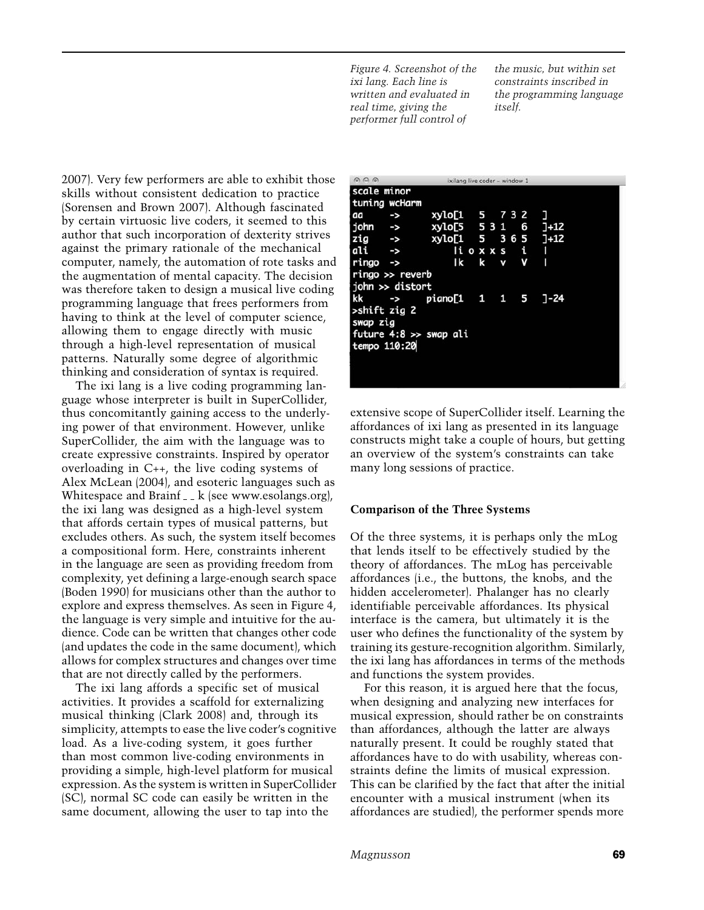2007). Very few performers are able to exhibit those skills without consistent dedication to practice (Sorensen and Brown 2007). Although fascinated by certain virtuosic live coders, it seemed to this author that such incorporation of dexterity strives against the primary rationale of the mechanical computer, namely, the automation of rote tasks and the augmentation of mental capacity. The decision was therefore taken to design a musical live coding programming language that frees performers from having to think at the level of computer science, allowing them to engage directly with music through a high-level representation of musical patterns. Naturally some degree of algorithmic thinking and consideration of syntax is required.

The ixi lang is a live coding programming language whose interpreter is built in SuperCollider, thus concomitantly gaining access to the underlying power of that environment. However, unlike SuperCollider, the aim with the language was to create expressive constraints. Inspired by operator overloading in C++, the live coding systems of Alex McLean (2004), and esoteric languages such as Whitespace and Brainf _ _ k (see www.esolangs.org), the ixi lang was designed as a high-level system that affords certain types of musical patterns, but excludes others. As such, the system itself becomes a compositional form. Here, constraints inherent in the language are seen as providing freedom from complexity, yet defining a large-enough search space (Boden 1990) for musicians other than the author to explore and express themselves. As seen in Figure 4, the language is very simple and intuitive for the audience. Code can be written that changes other code (and updates the code in the same document), which allows for complex structures and changes over time that are not directly called by the performers.

The ixi lang affords a specific set of musical activities. It provides a scaffold for externalizing musical thinking (Clark 2008) and, through its simplicity, attempts to ease the live coder's cognitive load. As a live-coding system, it goes further than most common live-coding environments in providing a simple, high-level platform for musical expression. As the system is written in SuperCollider (SC), normal SC code can easily be written in the same document, allowing the user to tap into the extensive scope of SuperCollider itself. Learning the affordances of ixi lang as presented in its language constructs might take a couple of hours, but getting an overview of the system's constraints can take many long sessions of practice.

```
scale minor
tuning wcHarm
aa     ->     xylo[1   5   7 3 2   ]
john   ->     xylo[5   5 3 1   6   ]+12
zig    ->     xylo[1   5   3 6 5   ]+12
ali    ->         |i o x x s   i   |
ringo  ->         |k   k   v   V   |
ringo >> reverb
john >> distort
kk     ->     piano[1   1   1   5   ]-24
>shift zig 2
swap zig
future 4:8 >> swap ali
tempo 110:20
```

*Figure 4. Screenshot of the ixi lang. Each line is written and evaluated in real time, giving the performer full control of the music, but within set constraints inscribed in the programming language itself.*

## Comparison of the Three Systems

Of the three systems, it is perhaps only the mLog that lends itself to be effectively studied by the theory of affordances. The mLog has perceivable affordances (i.e., the buttons, the knobs, and the hidden accelerometer). Phalanger has no clearly identifiable perceivable affordances. Its physical interface is the camera, but ultimately it is the user who defines the functionality of the system by training its gesture-recognition algorithm. Similarly, the ixi lang has affordances in terms of the methods and functions the system provides.

For this reason, it is argued here that the focus, when designing and analyzing new interfaces for musical expression, should rather be on constraints than affordances, although the latter are always naturally present. It could be roughly stated that affordances have to do with usability, whereas constraints define the limits of musical expression. This can be clarified by the fact that after the initial encounter with a musical instrument (when its affordances are studied), the performer spends more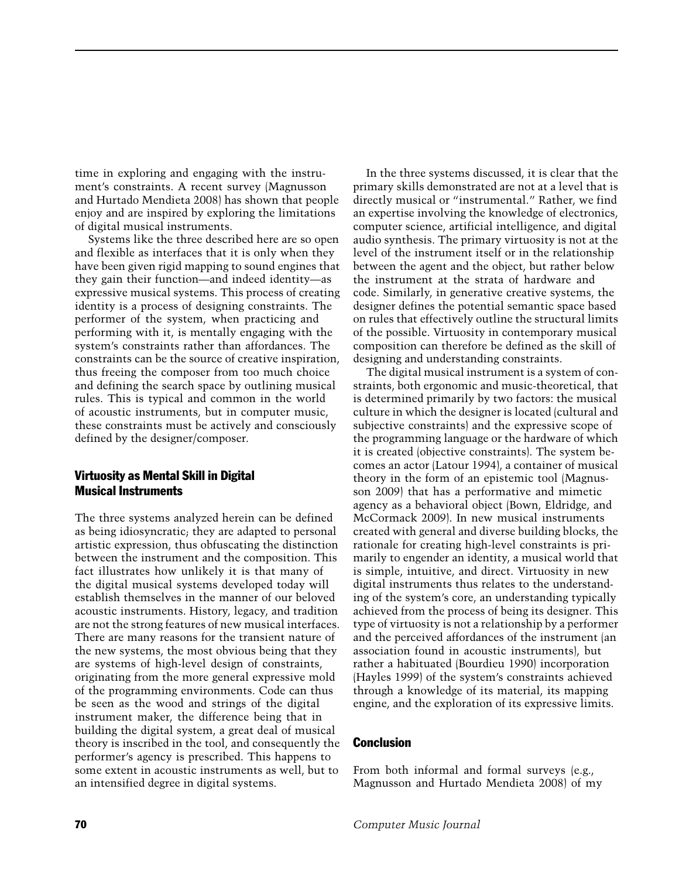time in exploring and engaging with the instrument's constraints. A recent survey (Magnusson and Hurtado Mendieta 2008) has shown that people enjoy and are inspired by exploring the limitations of digital musical instruments.

Systems like the three described here are so open and flexible as interfaces that it is only when they have been given rigid mapping to sound engines that they gain their function—and indeed identity—as expressive musical systems. This process of creating identity is a process of designing constraints. The performer of the system, when practicing and performing with it, is mentally engaging with the system's constraints rather than affordances. The constraints can be the source of creative inspiration, thus freeing the composer from too much choice and defining the search space by outlining musical rules. This is typical and common in the world of acoustic instruments, but in computer music, these constraints must be actively and consciously defined by the designer/composer.

## Virtuosity as Mental Skill in Digital Musical Instruments

The three systems analyzed herein can be defined as being idiosyncratic; they are adapted to personal artistic expression, thus obfuscating the distinction between the instrument and the composition. This fact illustrates how unlikely it is that many of the digital musical systems developed today will establish themselves in the manner of our beloved acoustic instruments. History, legacy, and tradition are not the strong features of new musical interfaces. There are many reasons for the transient nature of the new systems, the most obvious being that they are systems of high-level design of constraints, originating from the more general expressive mold of the programming environments. Code can thus be seen as the wood and strings of the digital instrument maker, the difference being that in building the digital system, a great deal of musical theory is inscribed in the tool, and consequently the performer's agency is prescribed. This happens to some extent in acoustic instruments as well, but to an intensified degree in digital systems.

In the three systems discussed, it is clear that the primary skills demonstrated are not at a level that is directly musical or "instrumental." Rather, we find an expertise involving the knowledge of electronics, computer science, artificial intelligence, and digital audio synthesis. The primary virtuosity is not at the level of the instrument itself or in the relationship between the agent and the object, but rather below the instrument at the strata of hardware and code. Similarly, in generative creative systems, the designer defines the potential semantic space based on rules that effectively outline the structural limits of the possible. Virtuosity in contemporary musical composition can therefore be defined as the skill of designing and understanding constraints.

The digital musical instrument is a system of constraints, both ergonomic and music-theoretical, that is determined primarily by two factors: the musical culture in which the designer is located (cultural and subjective constraints) and the expressive scope of the programming language or the hardware of which it is created (objective constraints). The system becomes an actor (Latour 1994), a container of musical theory in the form of an epistemic tool (Magnusson 2009) that has a performative and mimetic agency as a behavioral object (Bown, Eldridge, and McCormack 2009). In new musical instruments created with general and diverse building blocks, the rationale for creating high-level constraints is primarily to engender an identity, a musical world that is simple, intuitive, and direct. Virtuosity in new digital instruments thus relates to the understanding of the system's core, an understanding typically achieved from the process of being its designer. This type of virtuosity is not a relationship by a performer and the perceived affordances of the instrument (an association found in acoustic instruments), but rather a habituated (Bourdieu 1990) incorporation (Hayles 1999) of the system's constraints achieved through a knowledge of its material, its mapping engine, and the exploration of its expressive limits.

## Conclusion

From both informal and formal surveys (e.g., Magnusson and Hurtado Mendieta 2008) of my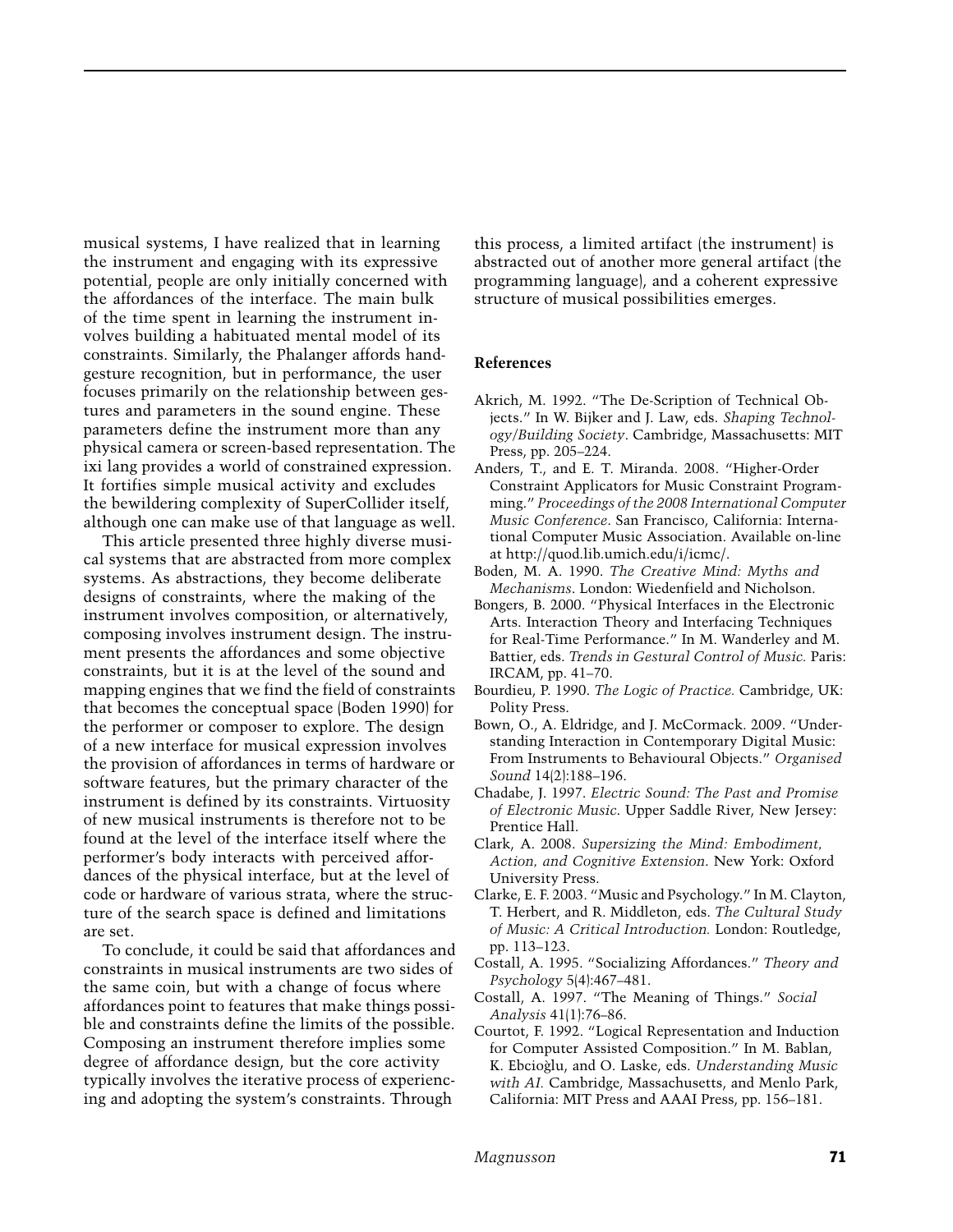musical systems, I have realized that in learning the instrument and engaging with its expressive potential, people are only initially concerned with the affordances of the interface. The main bulk of the time spent in learning the instrument involves building a habituated mental model of its constraints. Similarly, the Phalanger affords hand-gesture recognition, but in performance, the user focuses primarily on the relationship between gestures and parameters in the sound engine. These parameters define the instrument more than any physical camera or screen-based representation. The ixi lang provides a world of constrained expression. It fortifies simple musical activity and excludes the bewildering complexity of SuperCollider itself, although one can make use of that language as well.

This article presented three highly diverse musical systems that are abstracted from more complex systems. As abstractions, they become deliberate designs of constraints, where the making of the instrument involves composition, or alternatively, composing involves instrument design. The instrument presents the affordances and some objective constraints, but it is at the level of the sound and mapping engines that we find the field of constraints that becomes the conceptual space (Boden 1990) for the performer or composer to explore. The design of a new interface for musical expression involves the provision of affordances in terms of hardware or software features, but the primary character of the instrument is defined by its constraints. Virtuosity of new musical instruments is therefore not to be found at the level of the interface itself where the performer's body interacts with perceived affordances of the physical interface, but at the level of code or hardware of various strata, where the structure of the search space is defined and limitations are set.

To conclude, it could be said that affordances and constraints in musical instruments are two sides of the same coin, but with a change of focus where affordances point to features that make things possible and constraints define the limits of the possible. Composing an instrument therefore implies some degree of affordance design, but the core activity typically involves the iterative process of experiencing and adopting the system's constraints. Through this process, a limited artifact (the instrument) is abstracted out of another more general artifact (the programming language), and a coherent expressive structure of musical possibilities emerges.

### References

Akrich, M. 1992. "The De-Scription of Technical Objects." In W. Bijker and J. Law, eds. *Shaping Technology/Building Society*. Cambridge, Massachusetts: MIT Press, pp. 205–224.

Anders, T., and E. T. Miranda. 2008. "Higher-Order Constraint Applicators for Music Constraint Programming." *Proceedings of the 2008 International Computer Music Conference*. San Francisco, California: International Computer Music Association. Available on-line at http://quod.lib.umich.edu/i/icmc/.

Boden, M. A. 1990. *The Creative Mind: Myths and Mechanisms*. London: Wiedenfield and Nicholson.

Bongers, B. 2000. "Physical Interfaces in the Electronic Arts. Interaction Theory and Interfacing Techniques for Real-Time Performance." In M. Wanderley and M. Battier, eds. *Trends in Gestural Control of Music.* Paris: IRCAM, pp. 41–70.

Bourdieu, P. 1990. *The Logic of Practice.* Cambridge, UK: Polity Press.

Bown, O., A. Eldridge, and J. McCormack. 2009. "Understanding Interaction in Contemporary Digital Music: From Instruments to Behavioural Objects." *Organised Sound* 14(2):188–196.

Chadabe, J. 1997. *Electric Sound: The Past and Promise of Electronic Music.* Upper Saddle River, New Jersey: Prentice Hall.

Clark, A. 2008. *Supersizing the Mind: Embodiment, Action, and Cognitive Extension*. New York: Oxford University Press.

Clarke, E. F. 2003. "Music and Psychology." In M. Clayton, T. Herbert, and R. Middleton, eds. *The Cultural Study of Music: A Critical Introduction.* London: Routledge, pp. 113–123.

Costall, A. 1995. "Socializing Affordances." *Theory and Psychology* 5(4):467–481.

Costall, A. 1997. "The Meaning of Things." *Social Analysis* 41(1):76–86.

Courtot, F. 1992. "Logical Representation and Induction for Computer Assisted Composition." In M. Bablan, K. Ebcioğlu, and O. Laske, eds. *Understanding Music with AI.* Cambridge, Massachusetts, and Menlo Park, California: MIT Press and AAAI Press, pp. 156–181.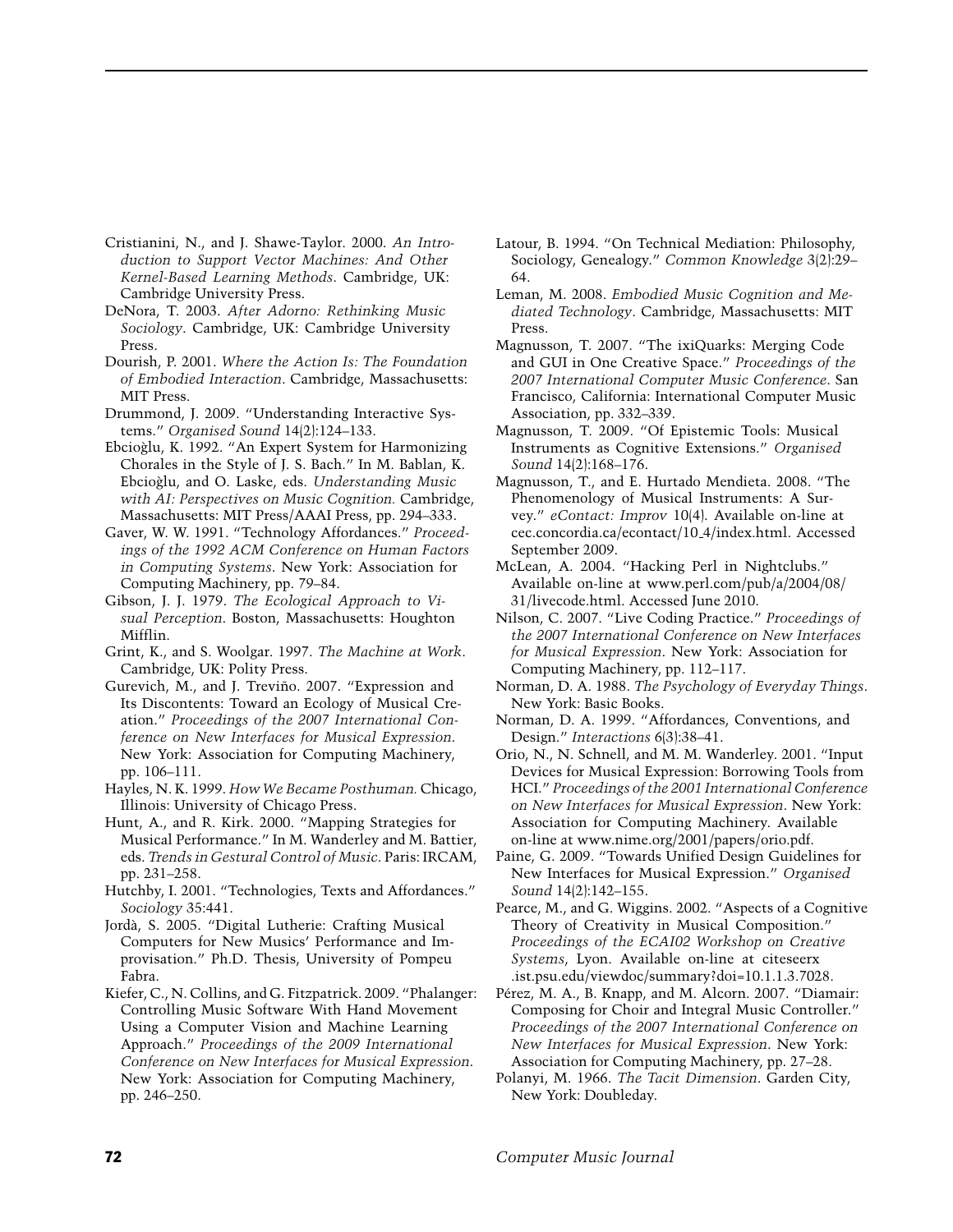Cristianini, N., and J. Shawe-Taylor. 2000. *An Introduction to Support Vector Machines: And Other Kernel-Based Learning Methods*. Cambridge, UK: Cambridge University Press.

DeNora, T. 2003. *After Adorno: Rethinking Music Sociology*. Cambridge, UK: Cambridge University Press.

Dourish, P. 2001. *Where the Action Is: The Foundation of Embodied Interaction*. Cambridge, Massachusetts: MIT Press.

Drummond, J. 2009. "Understanding Interactive Systems." *Organised Sound* 14(2):124–133.

Ebcioǧlu, K. 1992. "An Expert System for Harmonizing Chorales in the Style of J. S. Bach." In M. Bablan, K. Ebcioǧlu, and O. Laske, eds. *Understanding Music with AI: Perspectives on Music Cognition.* Cambridge, Massachusetts: MIT Press/AAAI Press, pp. 294–333.

Gaver, W. W. 1991. "Technology Affordances." *Proceedings of the 1992 ACM Conference on Human Factors in Computing Systems*. New York: Association for Computing Machinery, pp. 79–84.

Gibson, J. J. 1979. *The Ecological Approach to Visual Perception*. Boston, Massachusetts: Houghton Mifflin.

Grint, K., and S. Woolgar. 1997. *The Machine at Work*. Cambridge, UK: Polity Press.

Gurevich, M., and J. Treviño. 2007. "Expression and Its Discontents: Toward an Ecology of Musical Creation." *Proceedings of the 2007 International Conference on New Interfaces for Musical Expression*. New York: Association for Computing Machinery, pp. 106–111.

Hayles, N. K. 1999. *How We Became Posthuman.* Chicago, Illinois: University of Chicago Press.

Hunt, A., and R. Kirk. 2000. "Mapping Strategies for Musical Performance." In M. Wanderley and M. Battier, eds. *Trends in Gestural Control of Music*. Paris: IRCAM, pp. 231–258.

Hutchby, I. 2001. "Technologies, Texts and Affordances." *Sociology* 35:441.

Jordà, S. 2005. "Digital Lutherie: Crafting Musical Computers for New Musics' Performance and Improvisation." Ph.D. Thesis, University of Pompeu Fabra.

Kiefer, C., N. Collins, and G. Fitzpatrick. 2009. "Phalanger: Controlling Music Software With Hand Movement Using a Computer Vision and Machine Learning Approach." *Proceedings of the 2009 International Conference on New Interfaces for Musical Expression*. New York: Association for Computing Machinery, pp. 246–250.

Latour, B. 1994. "On Technical Mediation: Philosophy, Sociology, Genealogy." *Common Knowledge* 3(2):29–64.

Leman, M. 2008. *Embodied Music Cognition and Mediated Technology*. Cambridge, Massachusetts: MIT Press.

Magnusson, T. 2007. "The ixiQuarks: Merging Code and GUI in One Creative Space." *Proceedings of the 2007 International Computer Music Conference*. San Francisco, California: International Computer Music Association, pp. 332–339.

Magnusson, T. 2009. "Of Epistemic Tools: Musical Instruments as Cognitive Extensions." *Organised Sound* 14(2):168–176.

Magnusson, T., and E. Hurtado Mendieta. 2008. "The Phenomenology of Musical Instruments: A Survey." *eContact: Improv* 10(4). Available on-line at cec.concordia.ca/econtact/10_4/index.html. Accessed September 2009.

McLean, A. 2004. "Hacking Perl in Nightclubs." Available on-line at www.perl.com/pub/a/2004/08/31/livecode.html. Accessed June 2010.

Nilson, C. 2007. "Live Coding Practice." *Proceedings of the 2007 International Conference on New Interfaces for Musical Expression*. New York: Association for Computing Machinery, pp. 112–117.

Norman, D. A. 1988. *The Psychology of Everyday Things*. New York: Basic Books.

Norman, D. A. 1999. "Affordances, Conventions, and Design." *Interactions* 6(3):38–41.

Orio, N., N. Schnell, and M. M. Wanderley. 2001. "Input Devices for Musical Expression: Borrowing Tools from HCI." *Proceedings of the 2001 International Conference on New Interfaces for Musical Expression*. New York: Association for Computing Machinery. Available on-line at www.nime.org/2001/papers/orio.pdf.

Paine, G. 2009. "Towards Unified Design Guidelines for New Interfaces for Musical Expression." *Organised Sound* 14(2):142–155.

Pearce, M., and G. Wiggins. 2002. "Aspects of a Cognitive Theory of Creativity in Musical Composition." *Proceedings of the ECAI02 Workshop on Creative Systems*, Lyon. Available on-line at citeseerx.ist.psu.edu/viewdoc/summary?doi=10.1.1.3.7028.

Pérez, M. A., B. Knapp, and M. Alcorn. 2007. "Diamair: Composing for Choir and Integral Music Controller." *Proceedings of the 2007 International Conference on New Interfaces for Musical Expression*. New York: Association for Computing Machinery, pp. 27–28.

Polanyi, M. 1966. *The Tacit Dimension*. Garden City, New York: Doubleday.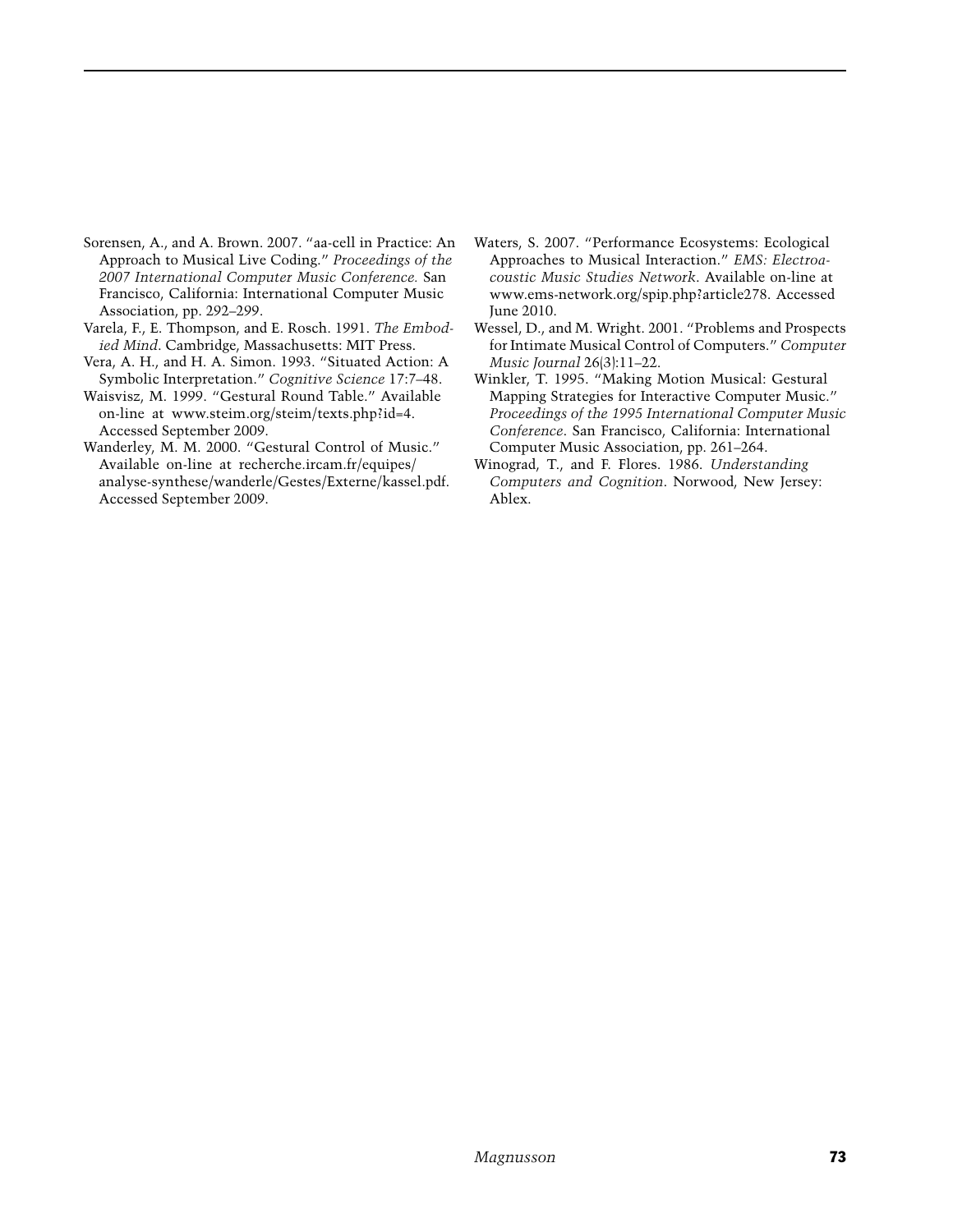Sorensen, A., and A. Brown. 2007. "aa-cell in Practice: An Approach to Musical Live Coding." *Proceedings of the 2007 International Computer Music Conference.* San Francisco, California: International Computer Music Association, pp. 292–299.

Varela, F., E. Thompson, and E. Rosch. 1991. *The Embodied Mind*. Cambridge, Massachusetts: MIT Press.

Vera, A. H., and H. A. Simon. 1993. "Situated Action: A Symbolic Interpretation." *Cognitive Science* 17:7–48.

Waisvisz, M. 1999. "Gestural Round Table." Available on-line at www.steim.org/steim/texts.php?id=4. Accessed September 2009.

Wanderley, M. M. 2000. "Gestural Control of Music." Available on-line at recherche.ircam.fr/equipes/analyse-synthese/wanderle/Gestes/Externe/kassel.pdf. Accessed September 2009.

Waters, S. 2007. "Performance Ecosystems: Ecological Approaches to Musical Interaction." *EMS: Electroacoustic Music Studies Network*. Available on-line at www.ems-network.org/spip.php?article278. Accessed June 2010.

Wessel, D., and M. Wright. 2001. "Problems and Prospects for Intimate Musical Control of Computers." *Computer Music Journal* 26(3):11–22.

Winkler, T. 1995. "Making Motion Musical: Gestural Mapping Strategies for Interactive Computer Music." *Proceedings of the 1995 International Computer Music Conference*. San Francisco, California: International Computer Music Association, pp. 261–264.

Winograd, T., and F. Flores. 1986. *Understanding Computers and Cognition*. Norwood, New Jersey: Ablex.